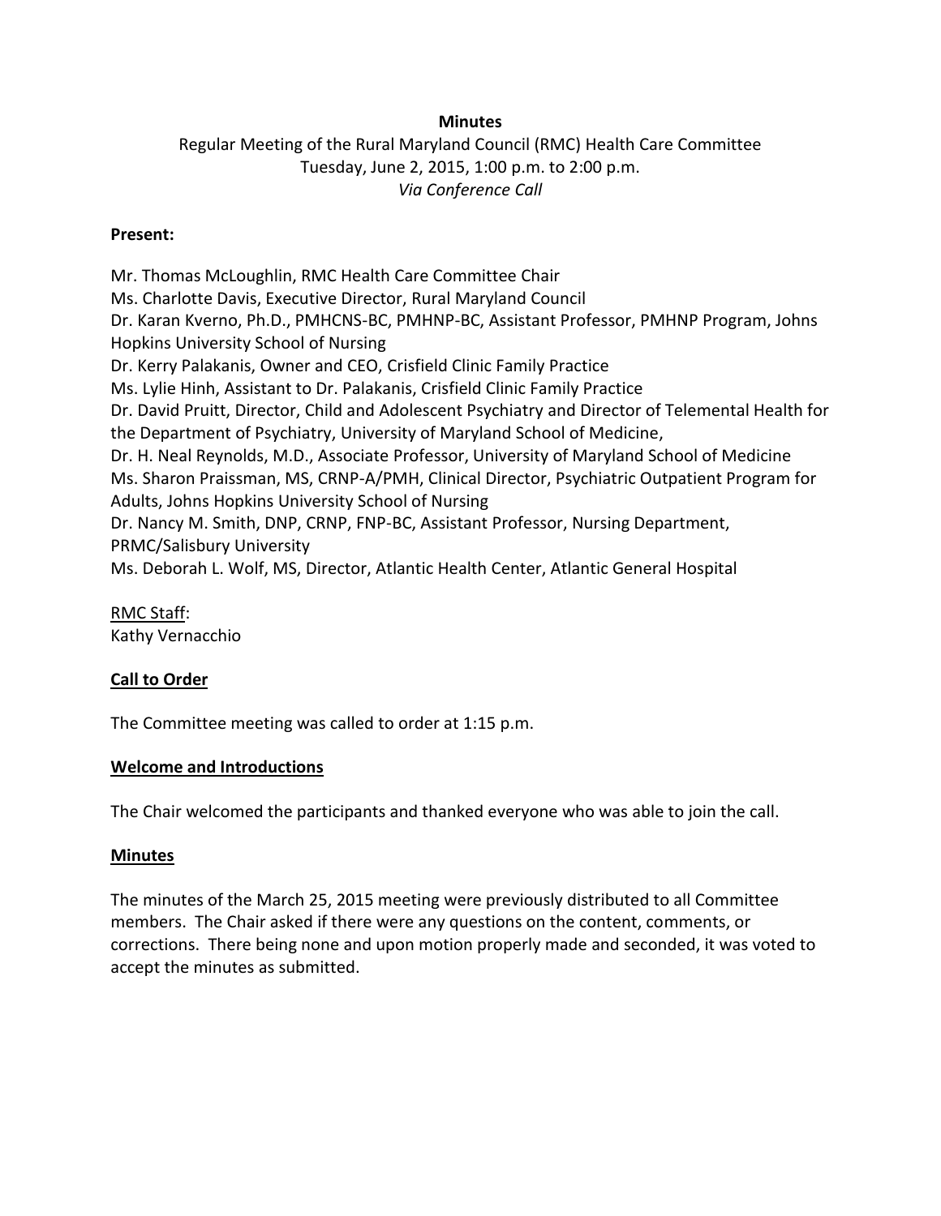**Minutes**

Regular Meeting of the Rural Maryland Council (RMC) Health Care Committee
Tuesday, June 2, 2015, 1:00 p.m. to 2:00 p.m.
*Via Conference Call*

**Present:**

Mr. Thomas McLoughlin, RMC Health Care Committee Chair
Ms. Charlotte Davis, Executive Director, Rural Maryland Council
Dr. Karan Kverno, Ph.D., PMHCNS-BC, PMHNP-BC, Assistant Professor, PMHNP Program, Johns Hopkins University School of Nursing
Dr. Kerry Palakanis, Owner and CEO, Crisfield Clinic Family Practice
Ms. Lylie Hinh, Assistant to Dr. Palakanis, Crisfield Clinic Family Practice
Dr. David Pruitt, Director, Child and Adolescent Psychiatry and Director of Telemental Health for the Department of Psychiatry, University of Maryland School of Medicine,
Dr. H. Neal Reynolds, M.D., Associate Professor, University of Maryland School of Medicine
Ms. Sharon Praissman, MS, CRNP-A/PMH, Clinical Director, Psychiatric Outpatient Program for Adults, Johns Hopkins University School of Nursing
Dr. Nancy M. Smith, DNP, CRNP, FNP-BC, Assistant Professor, Nursing Department, PRMC/Salisbury University
Ms. Deborah L. Wolf, MS, Director, Atlantic Health Center, Atlantic General Hospital

RMC Staff:
Kathy Vernacchio

**Call to Order**

The Committee meeting was called to order at 1:15 p.m.

**Welcome and Introductions**

The Chair welcomed the participants and thanked everyone who was able to join the call.

**Minutes**

The minutes of the March 25, 2015 meeting were previously distributed to all Committee members. The Chair asked if there were any questions on the content, comments, or corrections. There being none and upon motion properly made and seconded, it was voted to accept the minutes as submitted.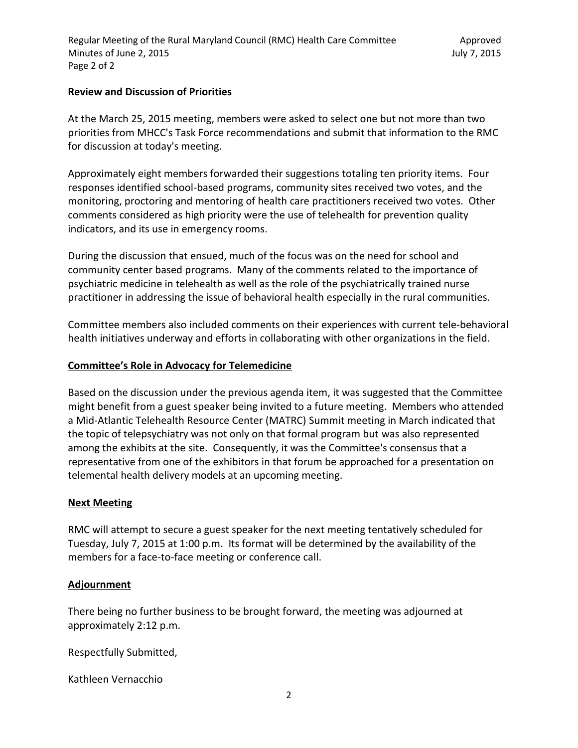## Review and Discussion of Priorities

At the March 25, 2015 meeting, members were asked to select one but not more than two priorities from MHCC's Task Force recommendations and submit that information to the RMC for discussion at today's meeting.

Approximately eight members forwarded their suggestions totaling ten priority items. Four responses identified school-based programs, community sites received two votes, and the monitoring, proctoring and mentoring of health care practitioners received two votes. Other comments considered as high priority were the use of telehealth for prevention quality indicators, and its use in emergency rooms.

During the discussion that ensued, much of the focus was on the need for school and community center based programs. Many of the comments related to the importance of psychiatric medicine in telehealth as well as the role of the psychiatrically trained nurse practitioner in addressing the issue of behavioral health especially in the rural communities.

Committee members also included comments on their experiences with current tele-behavioral health initiatives underway and efforts in collaborating with other organizations in the field.

## Committee's Role in Advocacy for Telemedicine

Based on the discussion under the previous agenda item, it was suggested that the Committee might benefit from a guest speaker being invited to a future meeting. Members who attended a Mid-Atlantic Telehealth Resource Center (MATRC) Summit meeting in March indicated that the topic of telepsychiatry was not only on that formal program but was also represented among the exhibits at the site. Consequently, it was the Committee's consensus that a representative from one of the exhibitors in that forum be approached for a presentation on telemental health delivery models at an upcoming meeting.

## Next Meeting

RMC will attempt to secure a guest speaker for the next meeting tentatively scheduled for Tuesday, July 7, 2015 at 1:00 p.m. Its format will be determined by the availability of the members for a face-to-face meeting or conference call.

## Adjournment

There being no further business to be brought forward, the meeting was adjourned at approximately 2:12 p.m.

Respectfully Submitted,

Kathleen Vernacchio